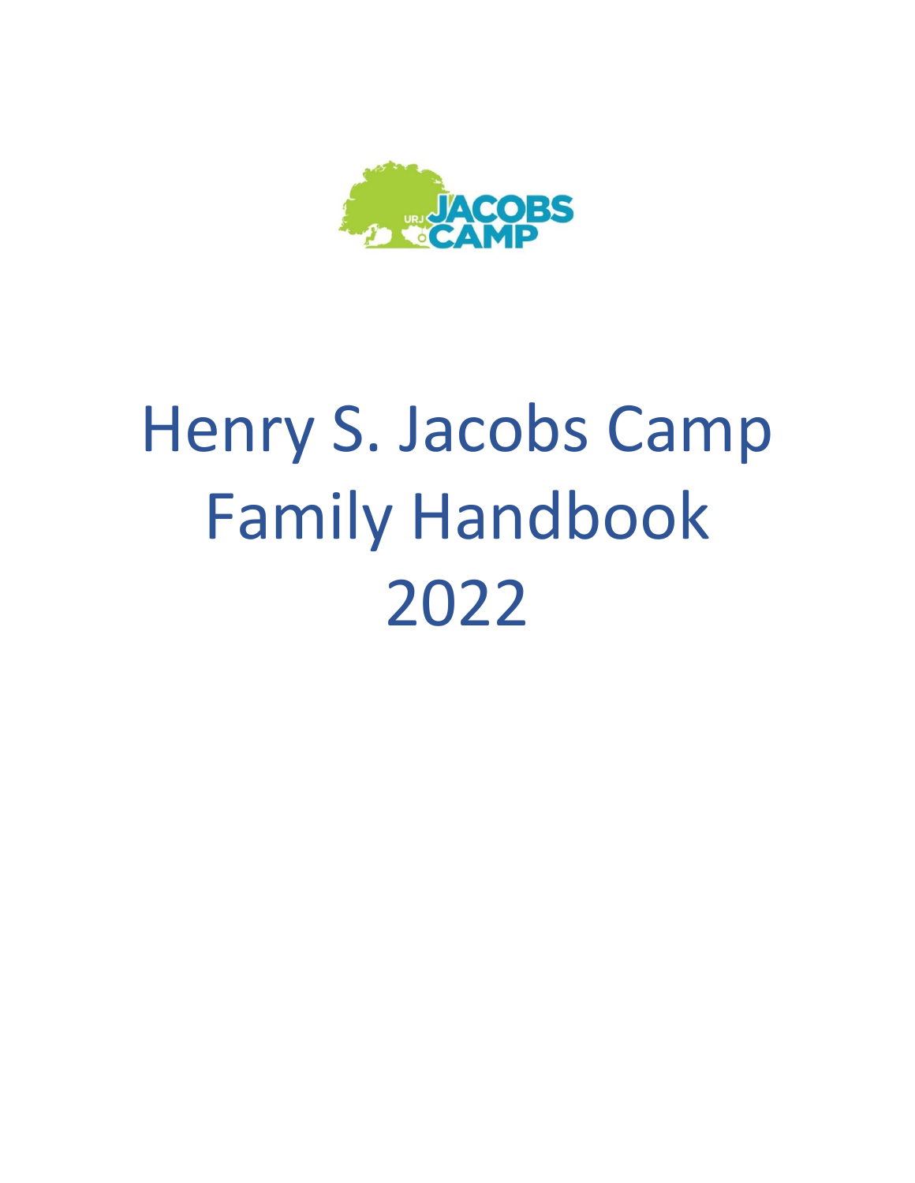# Henry S. Jacobs Camp Family Handbook 2022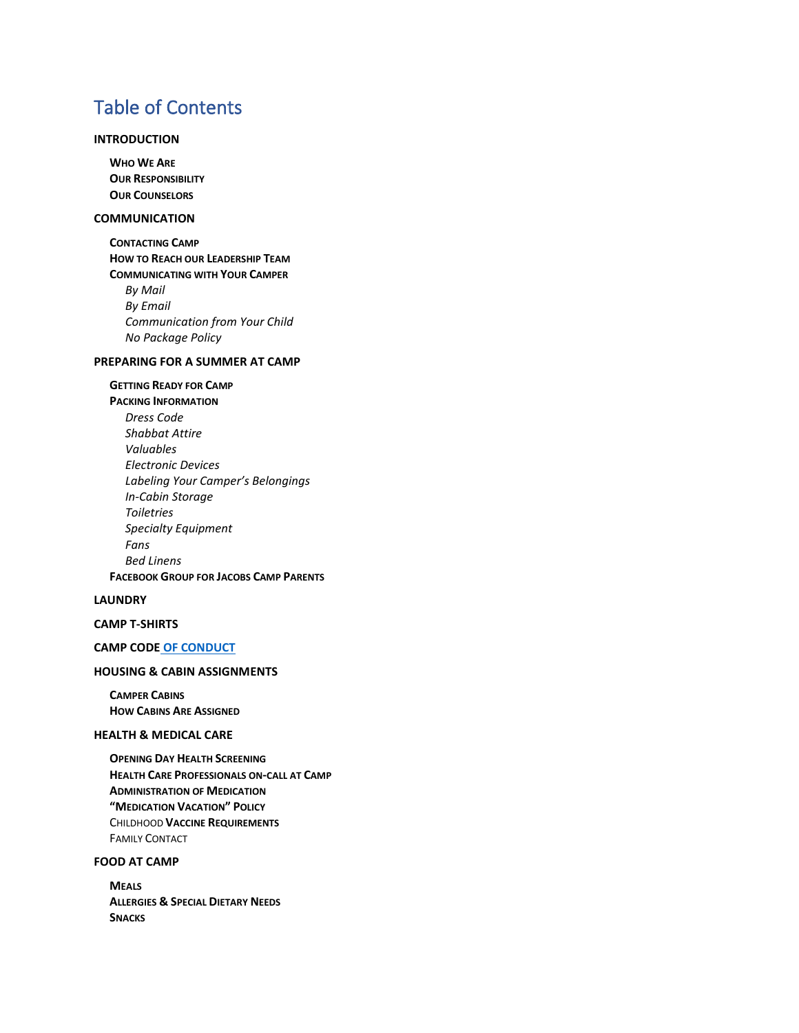# Table of Contents

**INTRODUCTION**

- **Who We Are**
- **Our Responsibility**
- **Our Counselors**

**COMMUNICATION**

- **Contacting Camp**
- **How to Reach our Leadership Team**
- **Communicating with Your Camper**
  - *By Mail*
  - *By Email*
  - *Communication from Your Child*
  - *No Package Policy*

**PREPARING FOR A SUMMER AT CAMP**

- **Getting Ready for Camp**
- **Packing Information**
  - *Dress Code*
  - *Shabbat Attire*
  - *Valuables*
  - *Electronic Devices*
  - *Labeling Your Camper's Belongings*
  - *In-Cabin Storage*
  - *Toiletries*
  - *Specialty Equipment*
  - *Fans*
  - *Bed Linens*
- **Facebook Group for Jacobs Camp Parents**

**LAUNDRY**

**CAMP T-SHIRTS**

**CAMP CODE OF CONDUCT**

**HOUSING & CABIN ASSIGNMENTS**

- **Camper Cabins**
- **How Cabins Are Assigned**

**HEALTH & MEDICAL CARE**

- **Opening Day Health Screening**
- **Health Care Professionals On-call at Camp**
- **Administration of Medication**
- **"Medication Vacation" Policy**
- Childhood **Vaccine Requirements**
- Family Contact

**FOOD AT CAMP**

- **Meals**
- **Allergies & Special Dietary Needs**
- **Snacks**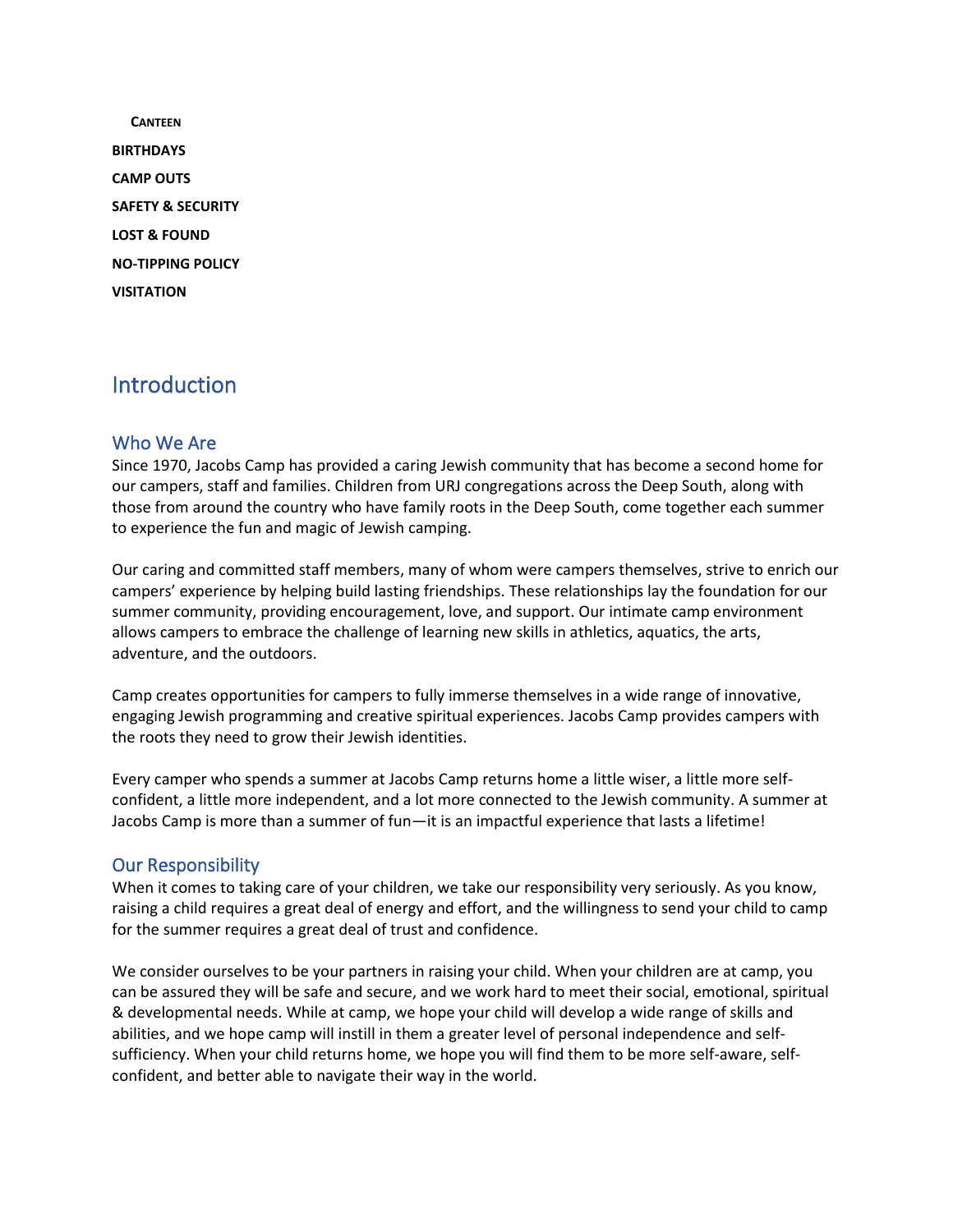**CANTEEN**

**BIRTHDAYS**

**CAMP OUTS**

**SAFETY & SECURITY**

**LOST & FOUND**

**NO-TIPPING POLICY**

**VISITATION**

# Introduction

## Who We Are

Since 1970, Jacobs Camp has provided a caring Jewish community that has become a second home for our campers, staff and families. Children from URJ congregations across the Deep South, along with those from around the country who have family roots in the Deep South, come together each summer to experience the fun and magic of Jewish camping.

Our caring and committed staff members, many of whom were campers themselves, strive to enrich our campers' experience by helping build lasting friendships. These relationships lay the foundation for our summer community, providing encouragement, love, and support. Our intimate camp environment allows campers to embrace the challenge of learning new skills in athletics, aquatics, the arts, adventure, and the outdoors.

Camp creates opportunities for campers to fully immerse themselves in a wide range of innovative, engaging Jewish programming and creative spiritual experiences. Jacobs Camp provides campers with the roots they need to grow their Jewish identities.

Every camper who spends a summer at Jacobs Camp returns home a little wiser, a little more self-confident, a little more independent, and a lot more connected to the Jewish community. A summer at Jacobs Camp is more than a summer of fun—it is an impactful experience that lasts a lifetime!

## Our Responsibility

When it comes to taking care of your children, we take our responsibility very seriously. As you know, raising a child requires a great deal of energy and effort, and the willingness to send your child to camp for the summer requires a great deal of trust and confidence.

We consider ourselves to be your partners in raising your child. When your children are at camp, you can be assured they will be safe and secure, and we work hard to meet their social, emotional, spiritual & developmental needs. While at camp, we hope your child will develop a wide range of skills and abilities, and we hope camp will instill in them a greater level of personal independence and self-sufficiency. When your child returns home, we hope you will find them to be more self-aware, self-confident, and better able to navigate their way in the world.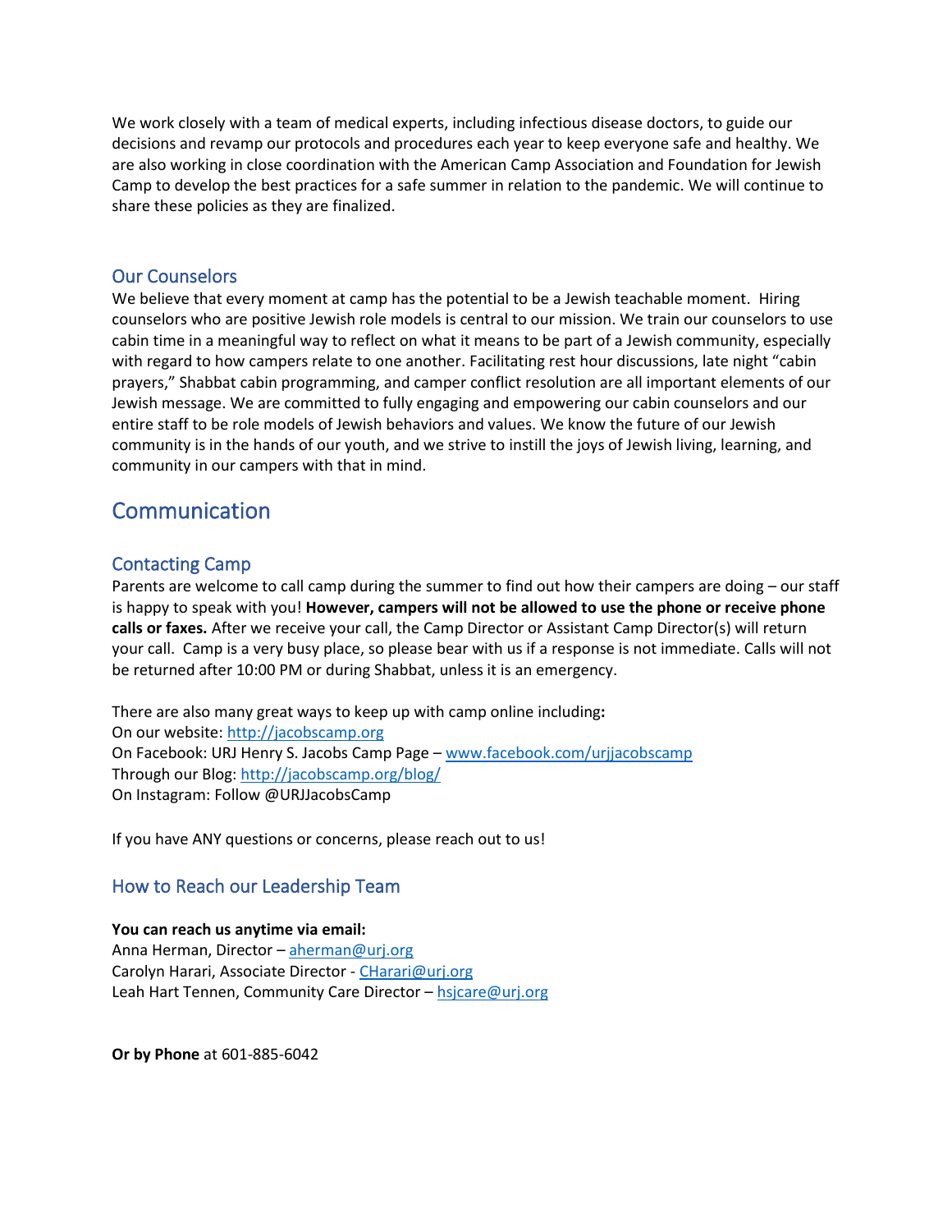We work closely with a team of medical experts, including infectious disease doctors, to guide our decisions and revamp our protocols and procedures each year to keep everyone safe and healthy. We are also working in close coordination with the American Camp Association and Foundation for Jewish Camp to develop the best practices for a safe summer in relation to the pandemic. We will continue to share these policies as they are finalized.

### Our Counselors

We believe that every moment at camp has the potential to be a Jewish teachable moment. Hiring counselors who are positive Jewish role models is central to our mission. We train our counselors to use cabin time in a meaningful way to reflect on what it means to be part of a Jewish community, especially with regard to how campers relate to one another. Facilitating rest hour discussions, late night "cabin prayers," Shabbat cabin programming, and camper conflict resolution are all important elements of our Jewish message. We are committed to fully engaging and empowering our cabin counselors and our entire staff to be role models of Jewish behaviors and values. We know the future of our Jewish community is in the hands of our youth, and we strive to instill the joys of Jewish living, learning, and community in our campers with that in mind.

## Communication

### Contacting Camp

Parents are welcome to call camp during the summer to find out how their campers are doing – our staff is happy to speak with you! **However, campers will not be allowed to use the phone or receive phone calls or faxes.** After we receive your call, the Camp Director or Assistant Camp Director(s) will return your call. Camp is a very busy place, so please bear with us if a response is not immediate. Calls will not be returned after 10:00 PM or during Shabbat, unless it is an emergency.

There are also many great ways to keep up with camp online including**:**
On our website: http://jacobscamp.org
On Facebook: URJ Henry S. Jacobs Camp Page – www.facebook.com/urjjacobscamp
Through our Blog: http://jacobscamp.org/blog/
On Instagram: Follow @URJJacobsCamp

If you have ANY questions or concerns, please reach out to us!

### How to Reach our Leadership Team

**You can reach us anytime via email:**
Anna Herman, Director – aherman@urj.org
Carolyn Harari, Associate Director - CHarari@urj.org
Leah Hart Tennen, Community Care Director – hsjcare@urj.org

**Or by Phone** at 601-885-6042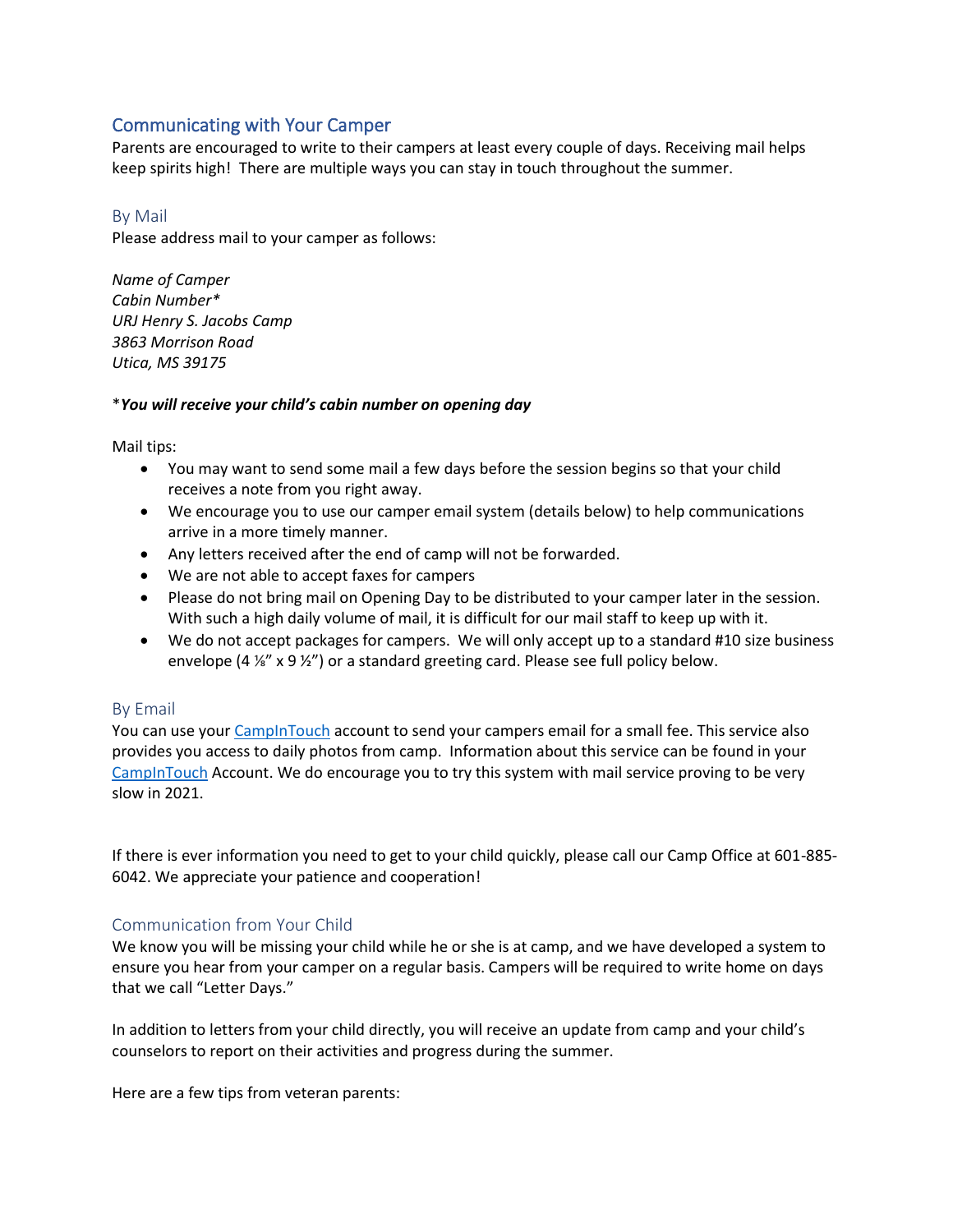## Communicating with Your Camper

Parents are encouraged to write to their campers at least every couple of days. Receiving mail helps keep spirits high! There are multiple ways you can stay in touch throughout the summer.

### By Mail

Please address mail to your camper as follows:

*Name of Camper*
*Cabin Number**
*URJ Henry S. Jacobs Camp*
*3863 Morrison Road*
*Utica, MS 39175*

****You will receive your child's cabin number on opening day***

Mail tips:

- You may want to send some mail a few days before the session begins so that your child receives a note from you right away.
- We encourage you to use our camper email system (details below) to help communications arrive in a more timely manner.
- Any letters received after the end of camp will not be forwarded.
- We are not able to accept faxes for campers
- Please do not bring mail on Opening Day to be distributed to your camper later in the session. With such a high daily volume of mail, it is difficult for our mail staff to keep up with it.
- We do not accept packages for campers. We will only accept up to a standard #10 size business envelope (4 ⅛" x 9 ½") or a standard greeting card. Please see full policy below.

### By Email

You can use your CampInTouch account to send your campers email for a small fee. This service also provides you access to daily photos from camp. Information about this service can be found in your CampInTouch Account. We do encourage you to try this system with mail service proving to be very slow in 2021.

If there is ever information you need to get to your child quickly, please call our Camp Office at 601-885-6042. We appreciate your patience and cooperation!

### Communication from Your Child

We know you will be missing your child while he or she is at camp, and we have developed a system to ensure you hear from your camper on a regular basis. Campers will be required to write home on days that we call "Letter Days."

In addition to letters from your child directly, you will receive an update from camp and your child's counselors to report on their activities and progress during the summer.

Here are a few tips from veteran parents: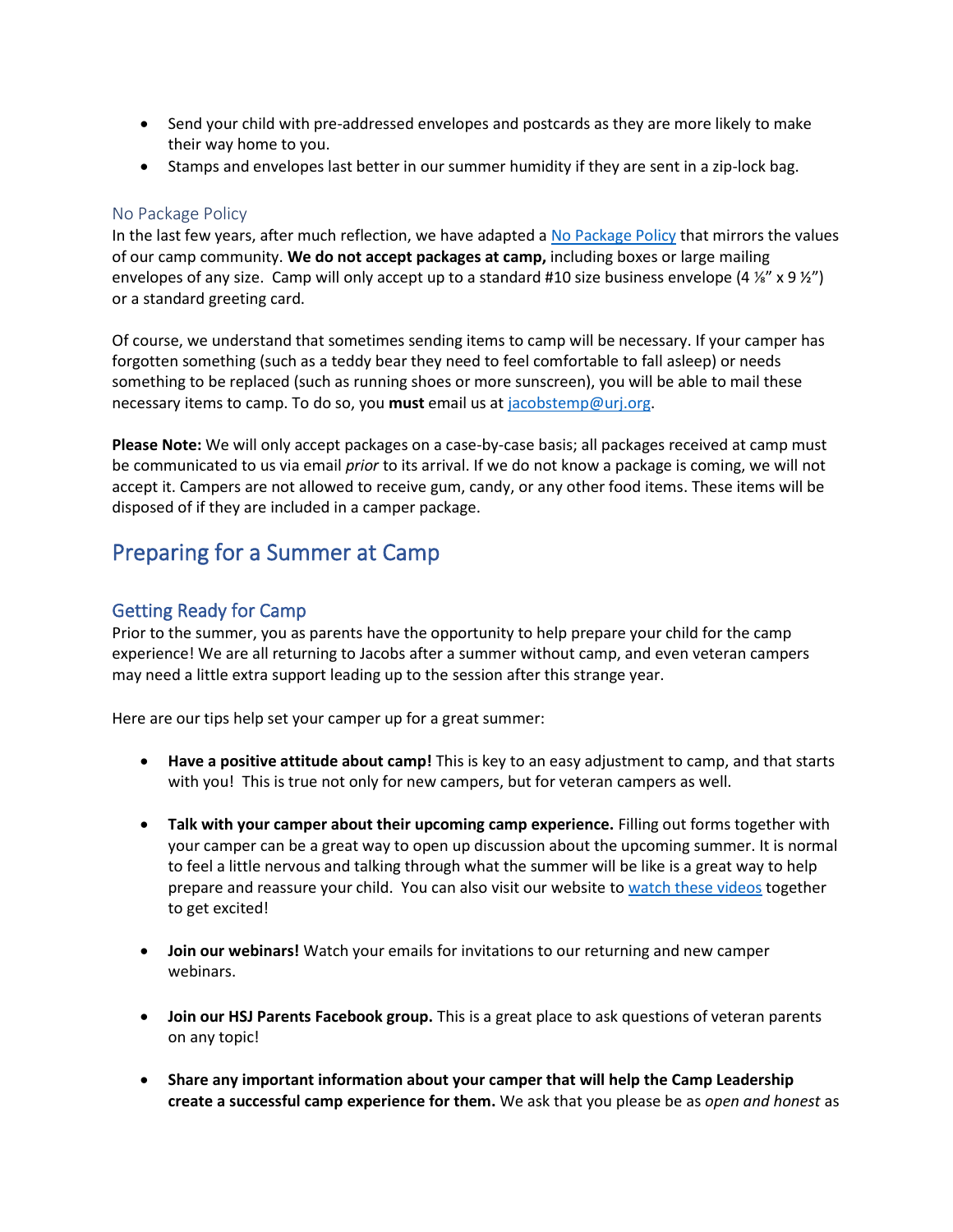- Send your child with pre-addressed envelopes and postcards as they are more likely to make their way home to you.
- Stamps and envelopes last better in our summer humidity if they are sent in a zip-lock bag.

### No Package Policy

In the last few years, after much reflection, we have adapted a No Package Policy that mirrors the values of our camp community. **We do not accept packages at camp,** including boxes or large mailing envelopes of any size. Camp will only accept up to a standard #10 size business envelope (4 ⅛" x 9 ½") or a standard greeting card.

Of course, we understand that sometimes sending items to camp will be necessary. If your camper has forgotten something (such as a teddy bear they need to feel comfortable to fall asleep) or needs something to be replaced (such as running shoes or more sunscreen), you will be able to mail these necessary items to camp. To do so, you **must** email us at jacobstemp@urj.org.

**Please Note:** We will only accept packages on a case-by-case basis; all packages received at camp must be communicated to us via email *prior* to its arrival. If we do not know a package is coming, we will not accept it. Campers are not allowed to receive gum, candy, or any other food items. These items will be disposed of if they are included in a camper package.

## Preparing for a Summer at Camp

### Getting Ready for Camp

Prior to the summer, you as parents have the opportunity to help prepare your child for the camp experience! We are all returning to Jacobs after a summer without camp, and even veteran campers may need a little extra support leading up to the session after this strange year.

Here are our tips help set your camper up for a great summer:

- **Have a positive attitude about camp!** This is key to an easy adjustment to camp, and that starts with you! This is true not only for new campers, but for veteran campers as well.

- **Talk with your camper about their upcoming camp experience.** Filling out forms together with your camper can be a great way to open up discussion about the upcoming summer. It is normal to feel a little nervous and talking through what the summer will be like is a great way to help prepare and reassure your child. You can also visit our website to watch these videos together to get excited!

- **Join our webinars!** Watch your emails for invitations to our returning and new camper webinars.

- **Join our HSJ Parents Facebook group.** This is a great place to ask questions of veteran parents on any topic!

- **Share any important information about your camper that will help the Camp Leadership create a successful camp experience for them.** We ask that you please be as *open and honest* as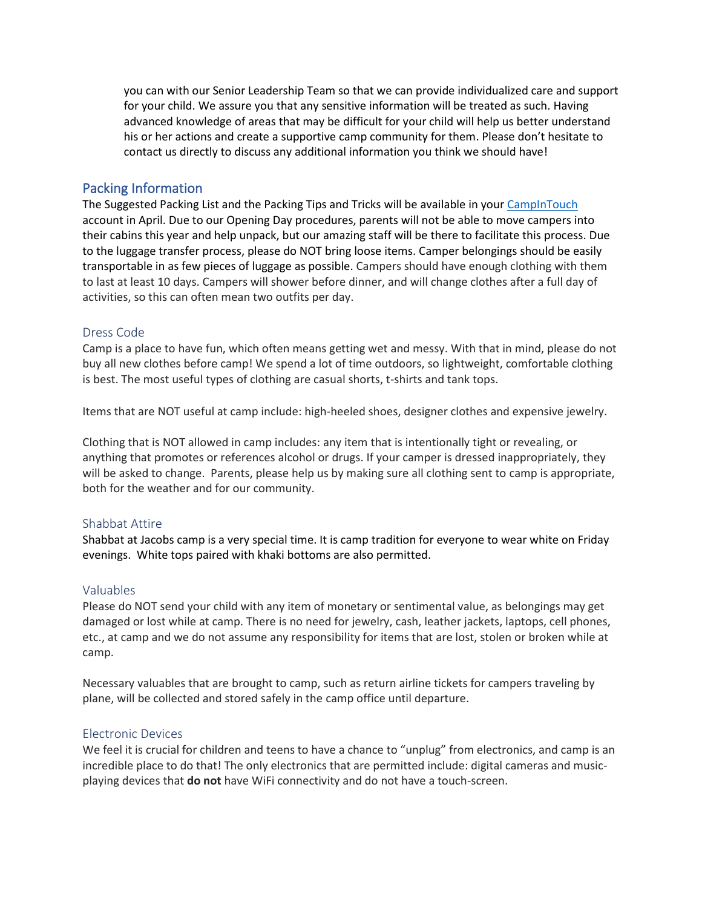you can with our Senior Leadership Team so that we can provide individualized care and support for your child. We assure you that any sensitive information will be treated as such. Having advanced knowledge of areas that may be difficult for your child will help us better understand his or her actions and create a supportive camp community for them. Please don't hesitate to contact us directly to discuss any additional information you think we should have!

## Packing Information

The Suggested Packing List and the Packing Tips and Tricks will be available in your [CampInTouch]() account in April. Due to our Opening Day procedures, parents will not be able to move campers into their cabins this year and help unpack, but our amazing staff will be there to facilitate this process. Due to the luggage transfer process, please do NOT bring loose items. Camper belongings should be easily transportable in as few pieces of luggage as possible. Campers should have enough clothing with them to last at least 10 days. Campers will shower before dinner, and will change clothes after a full day of activities, so this can often mean two outfits per day.

### Dress Code

Camp is a place to have fun, which often means getting wet and messy. With that in mind, please do not buy all new clothes before camp! We spend a lot of time outdoors, so lightweight, comfortable clothing is best. The most useful types of clothing are casual shorts, t-shirts and tank tops.

Items that are NOT useful at camp include: high-heeled shoes, designer clothes and expensive jewelry.

Clothing that is NOT allowed in camp includes: any item that is intentionally tight or revealing, or anything that promotes or references alcohol or drugs. If your camper is dressed inappropriately, they will be asked to change. Parents, please help us by making sure all clothing sent to camp is appropriate, both for the weather and for our community.

### Shabbat Attire

Shabbat at Jacobs camp is a very special time. It is camp tradition for everyone to wear white on Friday evenings. White tops paired with khaki bottoms are also permitted.

### Valuables

Please do NOT send your child with any item of monetary or sentimental value, as belongings may get damaged or lost while at camp. There is no need for jewelry, cash, leather jackets, laptops, cell phones, etc., at camp and we do not assume any responsibility for items that are lost, stolen or broken while at camp.

Necessary valuables that are brought to camp, such as return airline tickets for campers traveling by plane, will be collected and stored safely in the camp office until departure.

### Electronic Devices

We feel it is crucial for children and teens to have a chance to "unplug" from electronics, and camp is an incredible place to do that! The only electronics that are permitted include: digital cameras and music-playing devices that **do not** have WiFi connectivity and do not have a touch-screen.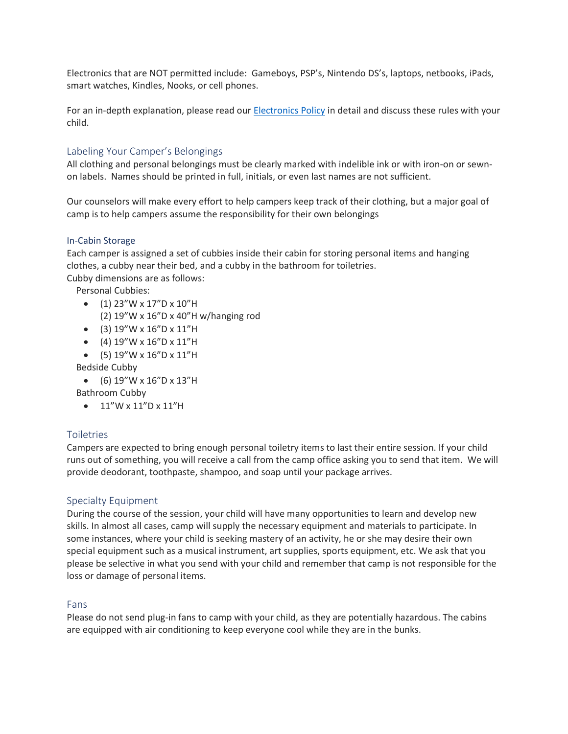Electronics that are NOT permitted include: Gameboys, PSP's, Nintendo DS's, laptops, netbooks, iPads, smart watches, Kindles, Nooks, or cell phones.

For an in-depth explanation, please read our [Electronics Policy](#) in detail and discuss these rules with your child.

## Labeling Your Camper's Belongings

All clothing and personal belongings must be clearly marked with indelible ink or with iron-on or sewn-on labels. Names should be printed in full, initials, or even last names are not sufficient.

Our counselors will make every effort to help campers keep track of their clothing, but a major goal of camp is to help campers assume the responsibility for their own belongings

### In-Cabin Storage

Each camper is assigned a set of cubbies inside their cabin for storing personal items and hanging clothes, a cubby near their bed, and a cubby in the bathroom for toiletries.
Cubby dimensions are as follows:

Personal Cubbies:

- (1) 23"W x 17"D x 10"H
  (2) 19"W x 16"D x 40"H w/hanging rod
- (3) 19"W x 16"D x 11"H
- (4) 19"W x 16"D x 11"H
- (5) 19"W x 16"D x 11"H

Bedside Cubby

- (6) 19"W x 16"D x 13"H

Bathroom Cubby

- 11"W x 11"D x 11"H

## Toiletries

Campers are expected to bring enough personal toiletry items to last their entire session. If your child runs out of something, you will receive a call from the camp office asking you to send that item. We will provide deodorant, toothpaste, shampoo, and soap until your package arrives.

## Specialty Equipment

During the course of the session, your child will have many opportunities to learn and develop new skills. In almost all cases, camp will supply the necessary equipment and materials to participate. In some instances, where your child is seeking mastery of an activity, he or she may desire their own special equipment such as a musical instrument, art supplies, sports equipment, etc. We ask that you please be selective in what you send with your child and remember that camp is not responsible for the loss or damage of personal items.

## Fans

Please do not send plug-in fans to camp with your child, as they are potentially hazardous. The cabins are equipped with air conditioning to keep everyone cool while they are in the bunks.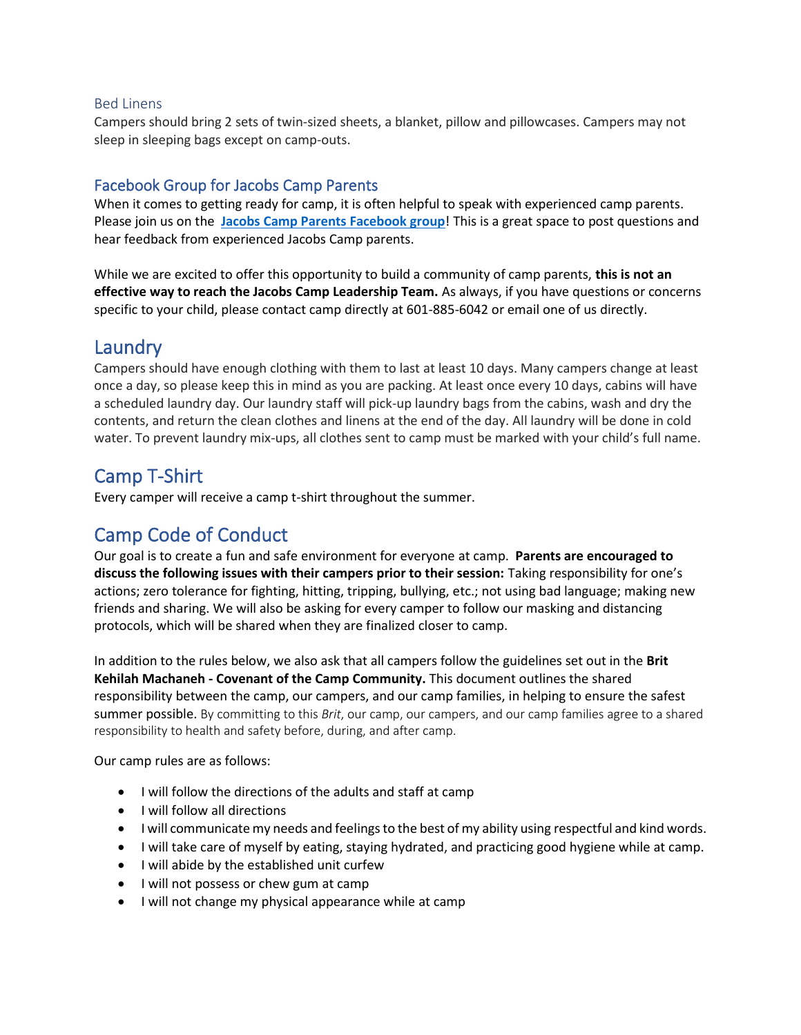### Bed Linens

Campers should bring 2 sets of twin-sized sheets, a blanket, pillow and pillowcases. Campers may not sleep in sleeping bags except on camp-outs.

### Facebook Group for Jacobs Camp Parents

When it comes to getting ready for camp, it is often helpful to speak with experienced camp parents. Please join us on the **Jacobs Camp Parents Facebook group**! This is a great space to post questions and hear feedback from experienced Jacobs Camp parents.

While we are excited to offer this opportunity to build a community of camp parents, **this is not an effective way to reach the Jacobs Camp Leadership Team.** As always, if you have questions or concerns specific to your child, please contact camp directly at 601-885-6042 or email one of us directly.

## Laundry

Campers should have enough clothing with them to last at least 10 days. Many campers change at least once a day, so please keep this in mind as you are packing. At least once every 10 days, cabins will have a scheduled laundry day. Our laundry staff will pick-up laundry bags from the cabins, wash and dry the contents, and return the clean clothes and linens at the end of the day. All laundry will be done in cold water. To prevent laundry mix-ups, all clothes sent to camp must be marked with your child's full name.

## Camp T-Shirt

Every camper will receive a camp t-shirt throughout the summer.

## Camp Code of Conduct

Our goal is to create a fun and safe environment for everyone at camp. **Parents are encouraged to discuss the following issues with their campers prior to their session:** Taking responsibility for one's actions; zero tolerance for fighting, hitting, tripping, bullying, etc.; not using bad language; making new friends and sharing. We will also be asking for every camper to follow our masking and distancing protocols, which will be shared when they are finalized closer to camp.

In addition to the rules below, we also ask that all campers follow the guidelines set out in the **Brit Kehilah Machaneh - Covenant of the Camp Community.** This document outlines the shared responsibility between the camp, our campers, and our camp families, in helping to ensure the safest summer possible. By committing to this *Brit*, our camp, our campers, and our camp families agree to a shared responsibility to health and safety before, during, and after camp.

Our camp rules are as follows:

- I will follow the directions of the adults and staff at camp
- I will follow all directions
- I will communicate my needs and feelings to the best of my ability using respectful and kind words.
- I will take care of myself by eating, staying hydrated, and practicing good hygiene while at camp.
- I will abide by the established unit curfew
- I will not possess or chew gum at camp
- I will not change my physical appearance while at camp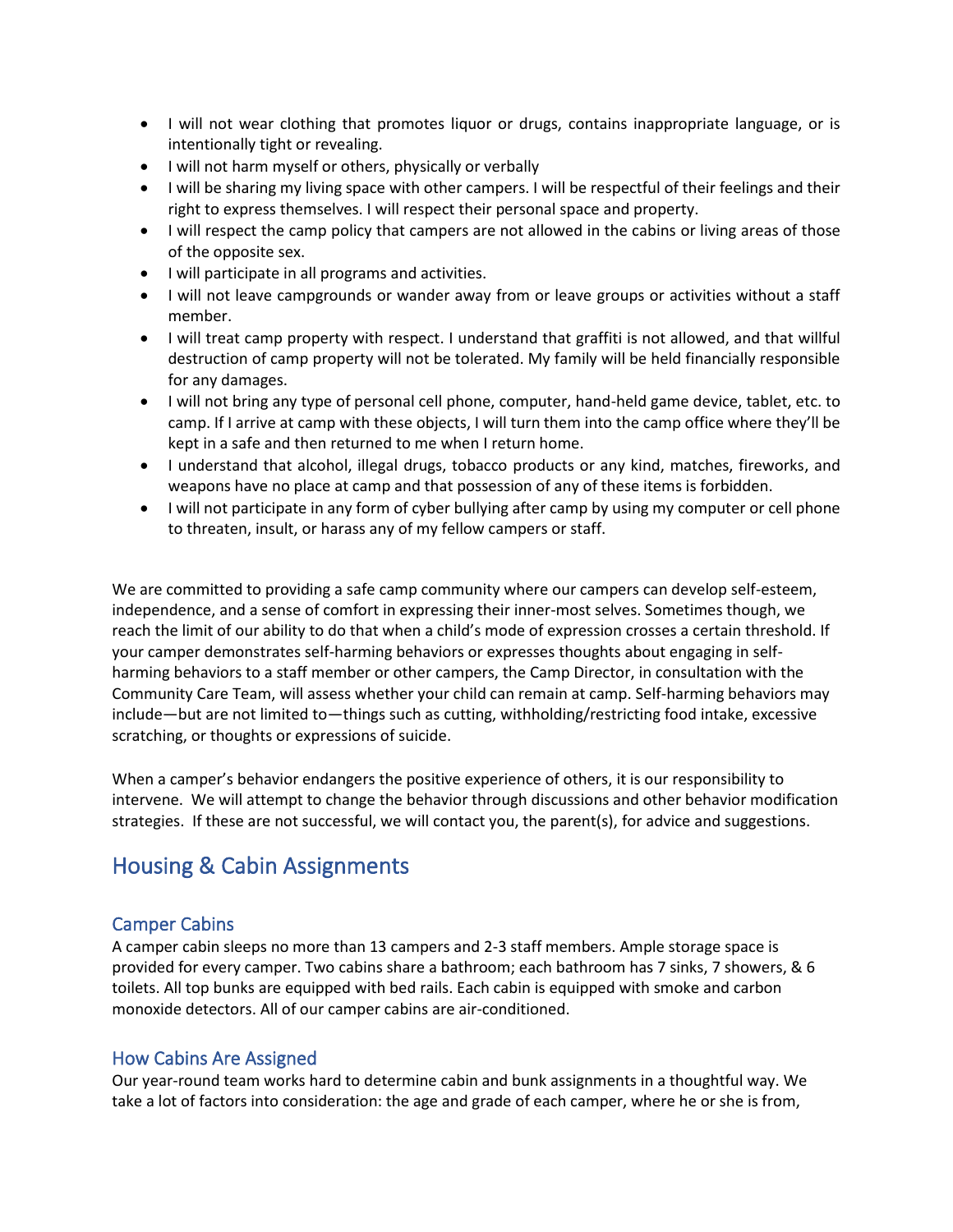- I will not wear clothing that promotes liquor or drugs, contains inappropriate language, or is intentionally tight or revealing.
- I will not harm myself or others, physically or verbally
- I will be sharing my living space with other campers. I will be respectful of their feelings and their right to express themselves. I will respect their personal space and property.
- I will respect the camp policy that campers are not allowed in the cabins or living areas of those of the opposite sex.
- I will participate in all programs and activities.
- I will not leave campgrounds or wander away from or leave groups or activities without a staff member.
- I will treat camp property with respect. I understand that graffiti is not allowed, and that willful destruction of camp property will not be tolerated. My family will be held financially responsible for any damages.
- I will not bring any type of personal cell phone, computer, hand-held game device, tablet, etc. to camp. If I arrive at camp with these objects, I will turn them into the camp office where they'll be kept in a safe and then returned to me when I return home.
- I understand that alcohol, illegal drugs, tobacco products or any kind, matches, fireworks, and weapons have no place at camp and that possession of any of these items is forbidden.
- I will not participate in any form of cyber bullying after camp by using my computer or cell phone to threaten, insult, or harass any of my fellow campers or staff.

We are committed to providing a safe camp community where our campers can develop self-esteem, independence, and a sense of comfort in expressing their inner-most selves. Sometimes though, we reach the limit of our ability to do that when a child's mode of expression crosses a certain threshold. If your camper demonstrates self-harming behaviors or expresses thoughts about engaging in self-harming behaviors to a staff member or other campers, the Camp Director, in consultation with the Community Care Team, will assess whether your child can remain at camp. Self-harming behaviors may include—but are not limited to—things such as cutting, withholding/restricting food intake, excessive scratching, or thoughts or expressions of suicide.

When a camper's behavior endangers the positive experience of others, it is our responsibility to intervene. We will attempt to change the behavior through discussions and other behavior modification strategies. If these are not successful, we will contact you, the parent(s), for advice and suggestions.

## Housing & Cabin Assignments

### Camper Cabins

A camper cabin sleeps no more than 13 campers and 2-3 staff members. Ample storage space is provided for every camper. Two cabins share a bathroom; each bathroom has 7 sinks, 7 showers, & 6 toilets. All top bunks are equipped with bed rails. Each cabin is equipped with smoke and carbon monoxide detectors. All of our camper cabins are air-conditioned.

### How Cabins Are Assigned

Our year-round team works hard to determine cabin and bunk assignments in a thoughtful way. We take a lot of factors into consideration: the age and grade of each camper, where he or she is from,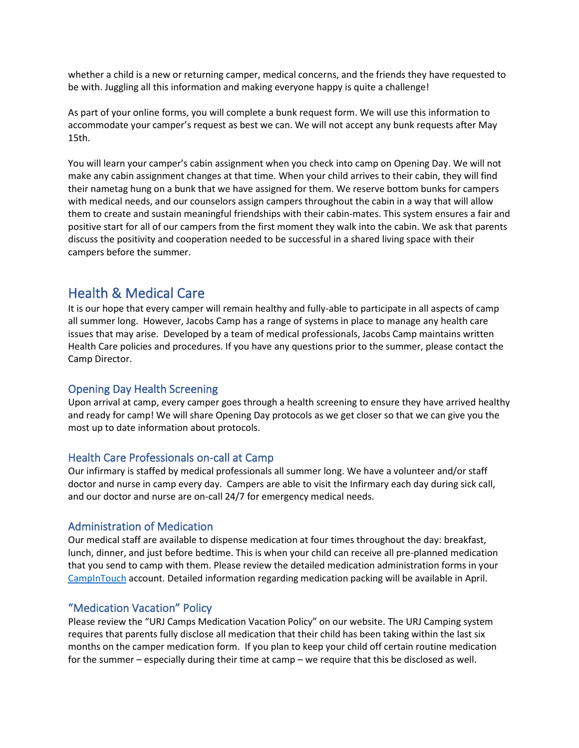whether a child is a new or returning camper, medical concerns, and the friends they have requested to be with. Juggling all this information and making everyone happy is quite a challenge!

As part of your online forms, you will complete a bunk request form. We will use this information to accommodate your camper's request as best we can. We will not accept any bunk requests after May 15th.

You will learn your camper's cabin assignment when you check into camp on Opening Day. We will not make any cabin assignment changes at that time. When your child arrives to their cabin, they will find their nametag hung on a bunk that we have assigned for them. We reserve bottom bunks for campers with medical needs, and our counselors assign campers throughout the cabin in a way that will allow them to create and sustain meaningful friendships with their cabin-mates. This system ensures a fair and positive start for all of our campers from the first moment they walk into the cabin. We ask that parents discuss the positivity and cooperation needed to be successful in a shared living space with their campers before the summer.

## Health & Medical Care

It is our hope that every camper will remain healthy and fully-able to participate in all aspects of camp all summer long. However, Jacobs Camp has a range of systems in place to manage any health care issues that may arise. Developed by a team of medical professionals, Jacobs Camp maintains written Health Care policies and procedures. If you have any questions prior to the summer, please contact the Camp Director.

### Opening Day Health Screening

Upon arrival at camp, every camper goes through a health screening to ensure they have arrived healthy and ready for camp! We will share Opening Day protocols as we get closer so that we can give you the most up to date information about protocols.

### Health Care Professionals on-call at Camp

Our infirmary is staffed by medical professionals all summer long. We have a volunteer and/or staff doctor and nurse in camp every day. Campers are able to visit the Infirmary each day during sick call, and our doctor and nurse are on-call 24/7 for emergency medical needs.

### Administration of Medication

Our medical staff are available to dispense medication at four times throughout the day: breakfast, lunch, dinner, and just before bedtime. This is when your child can receive all pre-planned medication that you send to camp with them. Please review the detailed medication administration forms in your CampInTouch account. Detailed information regarding medication packing will be available in April.

### "Medication Vacation" Policy

Please review the "URJ Camps Medication Vacation Policy" on our website. The URJ Camping system requires that parents fully disclose all medication that their child has been taking within the last six months on the camper medication form. If you plan to keep your child off certain routine medication for the summer – especially during their time at camp – we require that this be disclosed as well.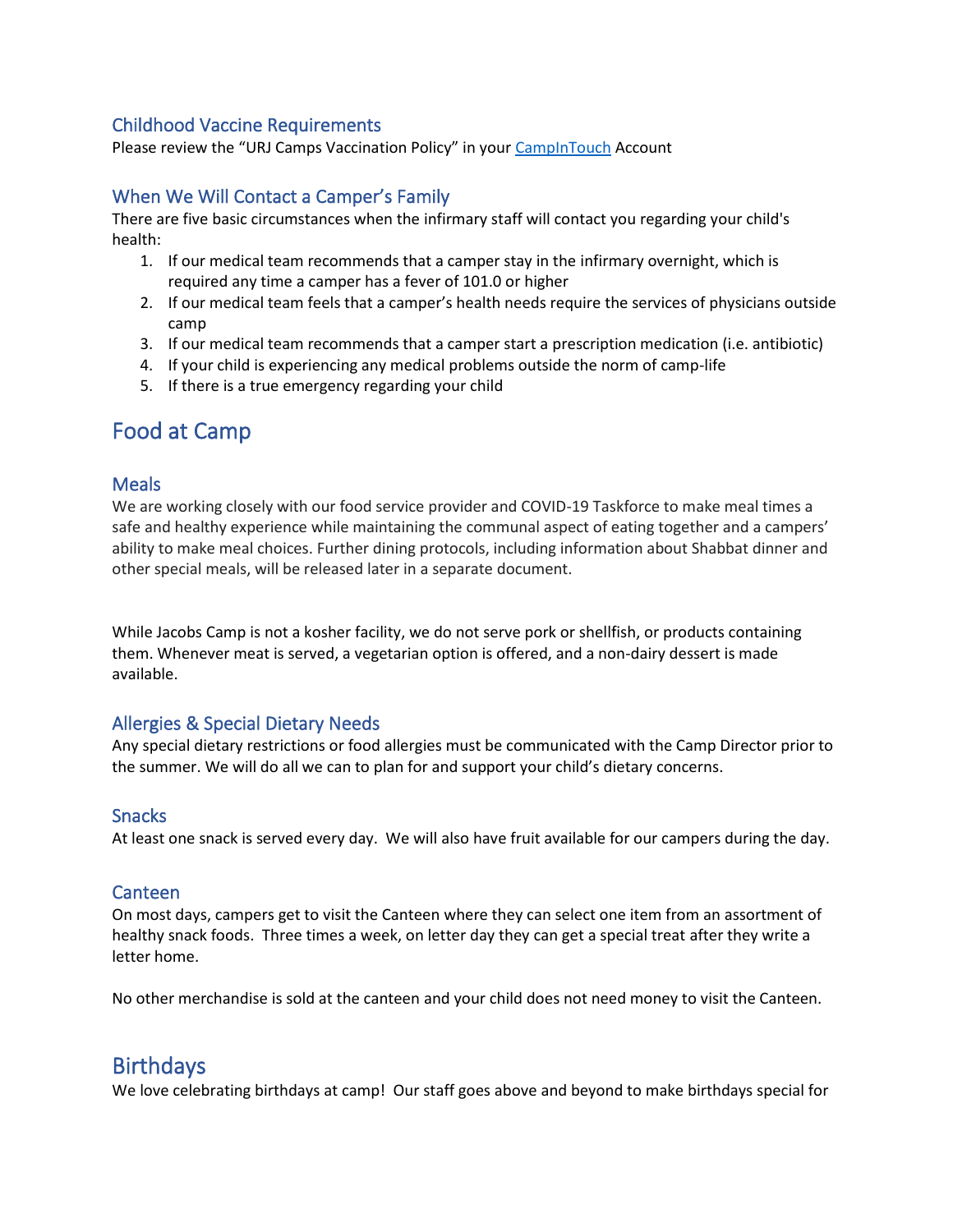### Childhood Vaccine Requirements

Please review the "URJ Camps Vaccination Policy" in your [CampInTouch]() Account

### When We Will Contact a Camper's Family

There are five basic circumstances when the infirmary staff will contact you regarding your child's health:

1. If our medical team recommends that a camper stay in the infirmary overnight, which is required any time a camper has a fever of 101.0 or higher
2. If our medical team feels that a camper's health needs require the services of physicians outside camp
3. If our medical team recommends that a camper start a prescription medication (i.e. antibiotic)
4. If your child is experiencing any medical problems outside the norm of camp-life
5. If there is a true emergency regarding your child

## Food at Camp

### Meals

We are working closely with our food service provider and COVID-19 Taskforce to make meal times a safe and healthy experience while maintaining the communal aspect of eating together and a campers' ability to make meal choices. Further dining protocols, including information about Shabbat dinner and other special meals, will be released later in a separate document.

While Jacobs Camp is not a kosher facility, we do not serve pork or shellfish, or products containing them. Whenever meat is served, a vegetarian option is offered, and a non-dairy dessert is made available.

### Allergies & Special Dietary Needs

Any special dietary restrictions or food allergies must be communicated with the Camp Director prior to the summer. We will do all we can to plan for and support your child's dietary concerns.

### Snacks

At least one snack is served every day. We will also have fruit available for our campers during the day.

### Canteen

On most days, campers get to visit the Canteen where they can select one item from an assortment of healthy snack foods. Three times a week, on letter day they can get a special treat after they write a letter home.

No other merchandise is sold at the canteen and your child does not need money to visit the Canteen.

## Birthdays

We love celebrating birthdays at camp! Our staff goes above and beyond to make birthdays special for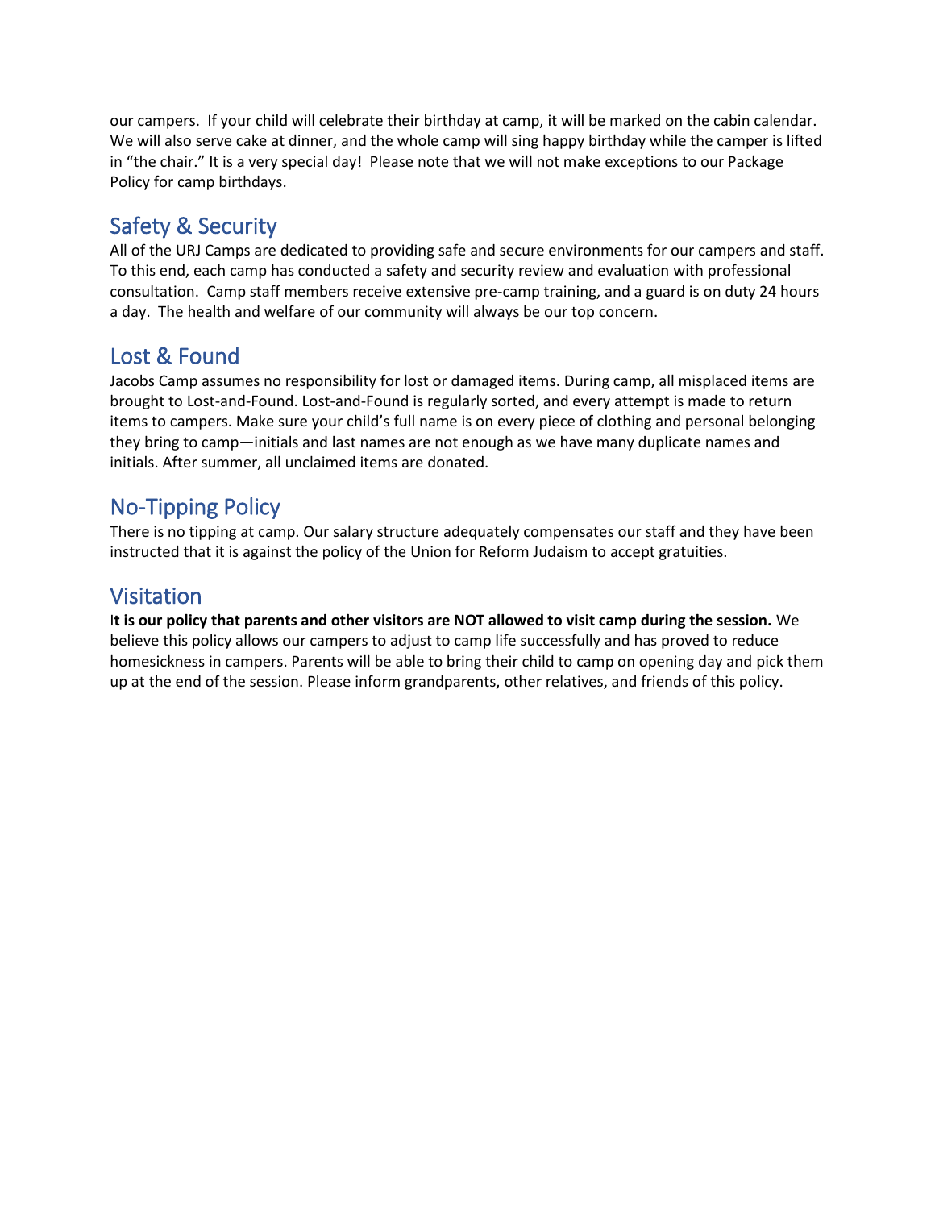our campers. If your child will celebrate their birthday at camp, it will be marked on the cabin calendar. We will also serve cake at dinner, and the whole camp will sing happy birthday while the camper is lifted in "the chair." It is a very special day! Please note that we will not make exceptions to our Package Policy for camp birthdays.

## Safety & Security

All of the URJ Camps are dedicated to providing safe and secure environments for our campers and staff. To this end, each camp has conducted a safety and security review and evaluation with professional consultation. Camp staff members receive extensive pre-camp training, and a guard is on duty 24 hours a day. The health and welfare of our community will always be our top concern.

## Lost & Found

Jacobs Camp assumes no responsibility for lost or damaged items. During camp, all misplaced items are brought to Lost-and-Found. Lost-and-Found is regularly sorted, and every attempt is made to return items to campers. Make sure your child's full name is on every piece of clothing and personal belonging they bring to camp—initials and last names are not enough as we have many duplicate names and initials. After summer, all unclaimed items are donated.

## No-Tipping Policy

There is no tipping at camp. Our salary structure adequately compensates our staff and they have been instructed that it is against the policy of the Union for Reform Judaism to accept gratuities.

## Visitation

I**t is our policy that parents and other visitors are NOT allowed to visit camp during the session.** We believe this policy allows our campers to adjust to camp life successfully and has proved to reduce homesickness in campers. Parents will be able to bring their child to camp on opening day and pick them up at the end of the session. Please inform grandparents, other relatives, and friends of this policy.